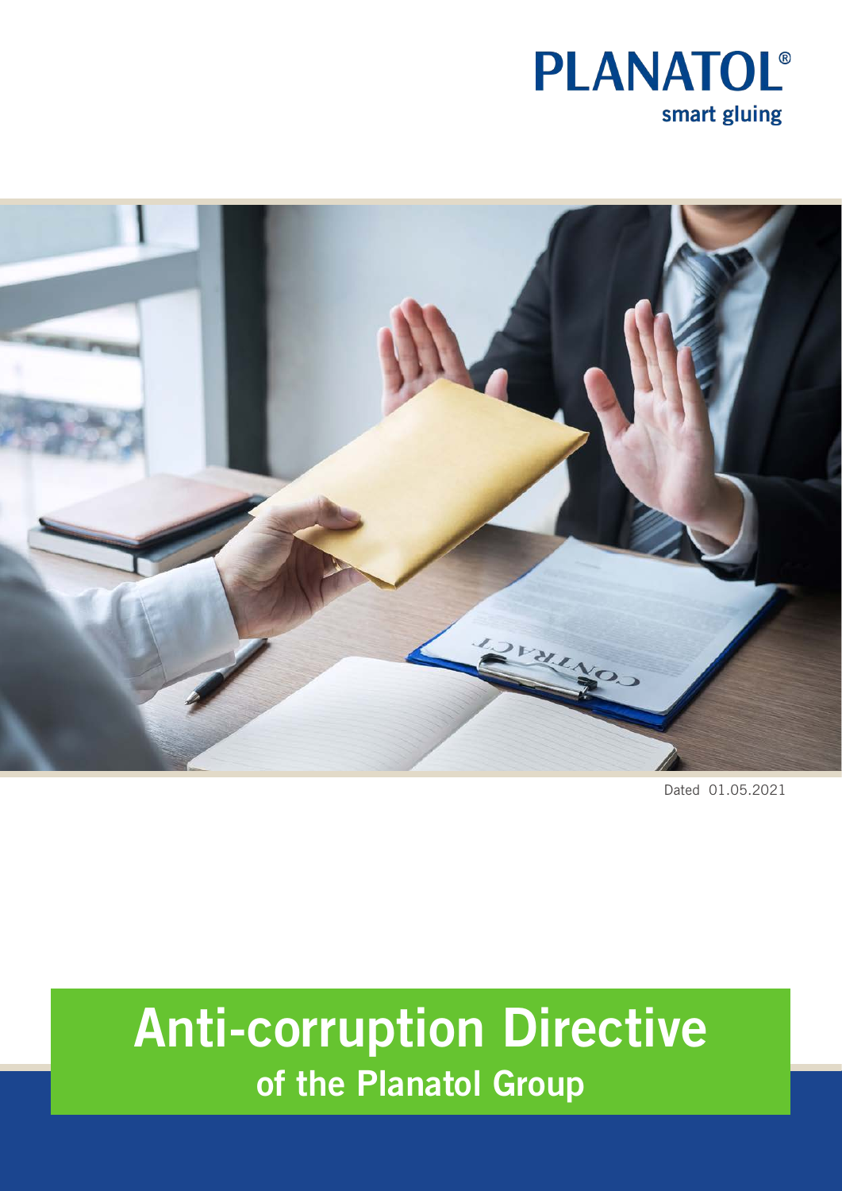PLANATOL®

smart gluing

Dated 01.05.2021

# Anti-corruption Directive

## of the Planatol Group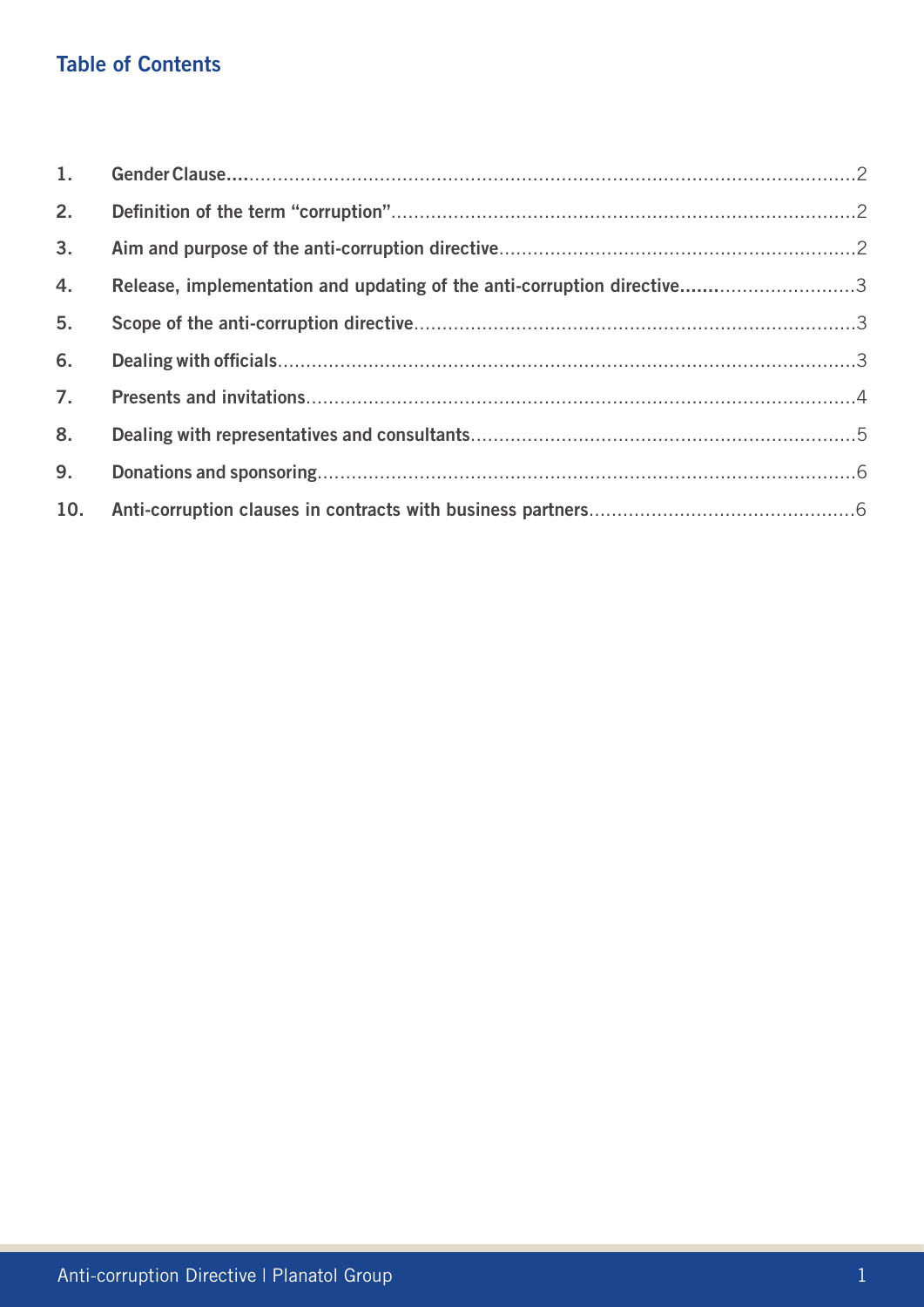## Table of Contents

1. Gender Clause .... 2
2. Definition of the term “corruption” .... 2
3. Aim and purpose of the anti-corruption directive .... 2
4. Release, implementation and updating of the anti-corruption directive .... 3
5. Scope of the anti-corruption directive .... 3
6. Dealing with officials .... 3
7. Presents and invitations .... 4
8. Dealing with representatives and consultants .... 5
9. Donations and sponsoring .... 6
10. Anti-corruption clauses in contracts with business partners .... 6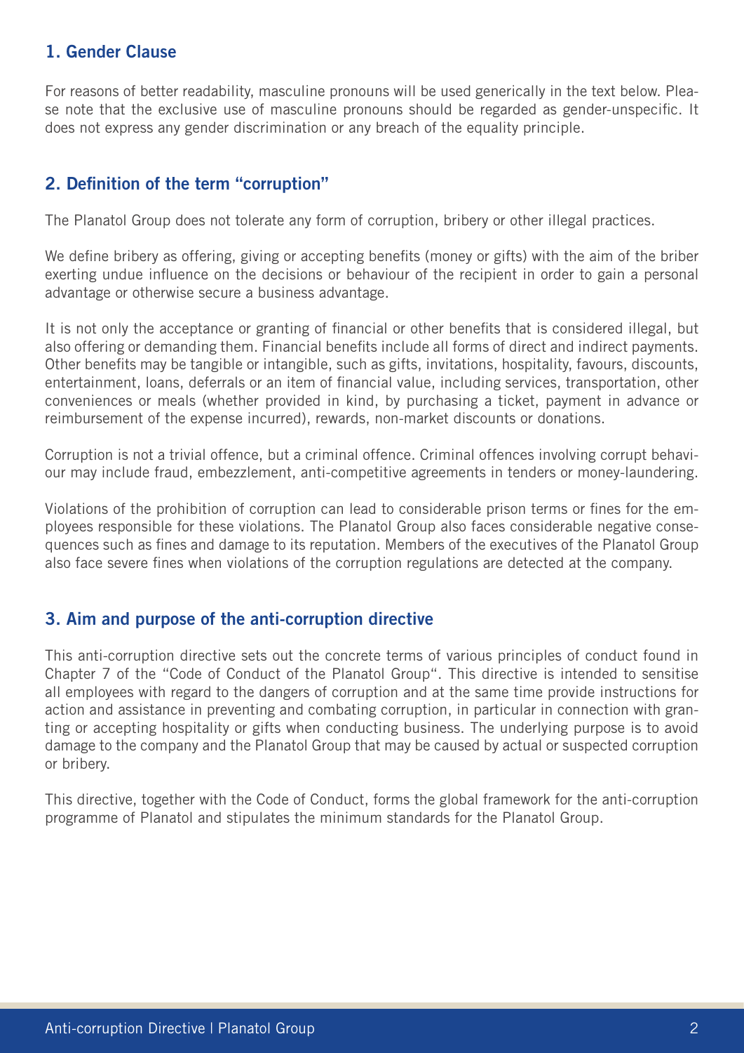## 1. Gender Clause

For reasons of better readability, masculine pronouns will be used generically in the text below. Please note that the exclusive use of masculine pronouns should be regarded as gender-unspecific. It does not express any gender discrimination or any breach of the equality principle.

## 2. Definition of the term "corruption"

The Planatol Group does not tolerate any form of corruption, bribery or other illegal practices.

We define bribery as offering, giving or accepting benefits (money or gifts) with the aim of the briber exerting undue influence on the decisions or behaviour of the recipient in order to gain a personal advantage or otherwise secure a business advantage.

It is not only the acceptance or granting of financial or other benefits that is considered illegal, but also offering or demanding them. Financial benefits include all forms of direct and indirect payments. Other benefits may be tangible or intangible, such as gifts, invitations, hospitality, favours, discounts, entertainment, loans, deferrals or an item of financial value, including services, transportation, other conveniences or meals (whether provided in kind, by purchasing a ticket, payment in advance or reimbursement of the expense incurred), rewards, non-market discounts or donations.

Corruption is not a trivial offence, but a criminal offence. Criminal offences involving corrupt behaviour may include fraud, embezzlement, anti-competitive agreements in tenders or money-laundering.

Violations of the prohibition of corruption can lead to considerable prison terms or fines for the employees responsible for these violations. The Planatol Group also faces considerable negative consequences such as fines and damage to its reputation. Members of the executives of the Planatol Group also face severe fines when violations of the corruption regulations are detected at the company.

## 3. Aim and purpose of the anti-corruption directive

This anti-corruption directive sets out the concrete terms of various principles of conduct found in Chapter 7 of the "Code of Conduct of the Planatol Group". This directive is intended to sensitise all employees with regard to the dangers of corruption and at the same time provide instructions for action and assistance in preventing and combating corruption, in particular in connection with granting or accepting hospitality or gifts when conducting business. The underlying purpose is to avoid damage to the company and the Planatol Group that may be caused by actual or suspected corruption or bribery.

This directive, together with the Code of Conduct, forms the global framework for the anti-corruption programme of Planatol and stipulates the minimum standards for the Planatol Group.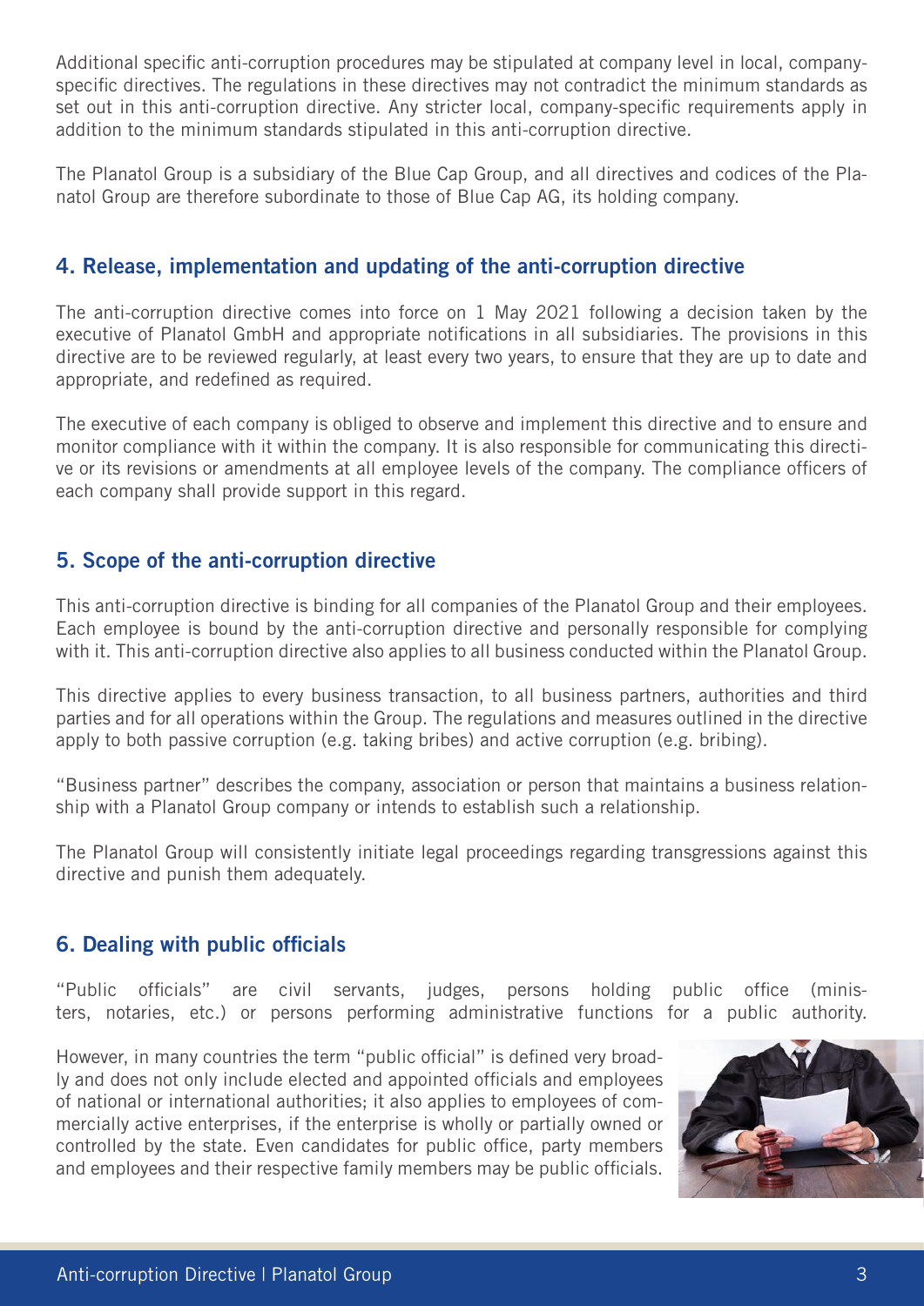Additional specific anti-corruption procedures may be stipulated at company level in local, company-specific directives. The regulations in these directives may not contradict the minimum standards as set out in this anti-corruption directive. Any stricter local, company-specific requirements apply in addition to the minimum standards stipulated in this anti-corruption directive.

The Planatol Group is a subsidiary of the Blue Cap Group, and all directives and codices of the Planatol Group are therefore subordinate to those of Blue Cap AG, its holding company.

## 4. Release, implementation and updating of the anti-corruption directive

The anti-corruption directive comes into force on 1 May 2021 following a decision taken by the executive of Planatol GmbH and appropriate notifications in all subsidiaries. The provisions in this directive are to be reviewed regularly, at least every two years, to ensure that they are up to date and appropriate, and redefined as required.

The executive of each company is obliged to observe and implement this directive and to ensure and monitor compliance with it within the company. It is also responsible for communicating this directive or its revisions or amendments at all employee levels of the company. The compliance officers of each company shall provide support in this regard.

## 5. Scope of the anti-corruption directive

This anti-corruption directive is binding for all companies of the Planatol Group and their employees. Each employee is bound by the anti-corruption directive and personally responsible for complying with it. This anti-corruption directive also applies to all business conducted within the Planatol Group.

This directive applies to every business transaction, to all business partners, authorities and third parties and for all operations within the Group. The regulations and measures outlined in the directive apply to both passive corruption (e.g. taking bribes) and active corruption (e.g. bribing).

"Business partner" describes the company, association or person that maintains a business relationship with a Planatol Group company or intends to establish such a relationship.

The Planatol Group will consistently initiate legal proceedings regarding transgressions against this directive and punish them adequately.

## 6. Dealing with public officials

"Public officials" are civil servants, judges, persons holding public office (ministers, notaries, etc.) or persons performing administrative functions for a public authority.

However, in many countries the term "public official" is defined very broadly and does not only include elected and appointed officials and employees of national or international authorities; it also applies to employees of commercially active enterprises, if the enterprise is wholly or partially owned or controlled by the state. Even candidates for public office, party members and employees and their respective family members may be public officials.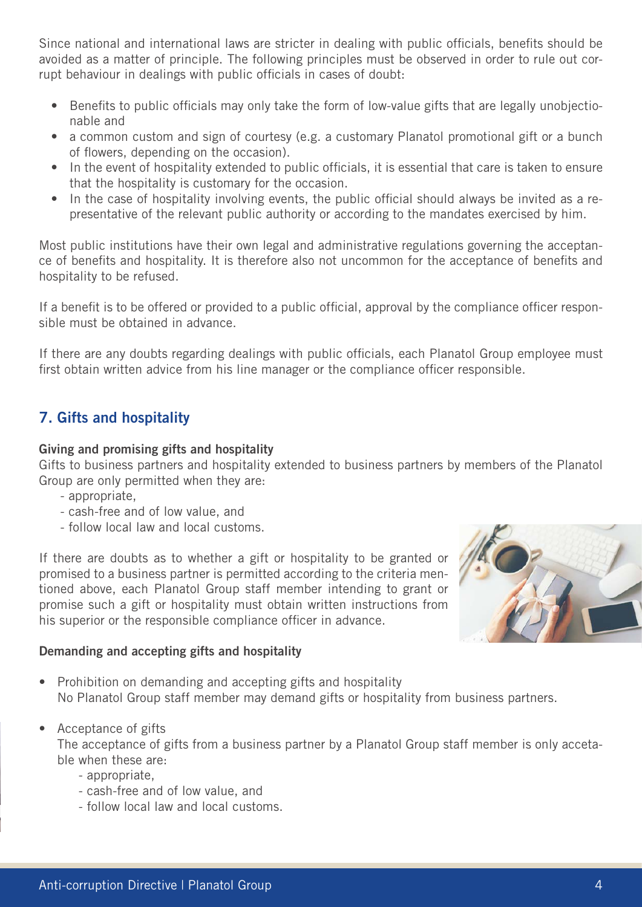Since national and international laws are stricter in dealing with public officials, benefits should be avoided as a matter of principle. The following principles must be observed in order to rule out corrupt behaviour in dealings with public officials in cases of doubt:

- Benefits to public officials may only take the form of low-value gifts that are legally unobjectionable and
- a common custom and sign of courtesy (e.g. a customary Planatol promotional gift or a bunch of flowers, depending on the occasion).
- In the event of hospitality extended to public officials, it is essential that care is taken to ensure that the hospitality is customary for the occasion.
- In the case of hospitality involving events, the public official should always be invited as a representative of the relevant public authority or according to the mandates exercised by him.

Most public institutions have their own legal and administrative regulations governing the acceptance of benefits and hospitality. It is therefore also not uncommon for the acceptance of benefits and hospitality to be refused.

If a benefit is to be offered or provided to a public official, approval by the compliance officer responsible must be obtained in advance.

If there are any doubts regarding dealings with public officials, each Planatol Group employee must first obtain written advice from his line manager or the compliance officer responsible.

## 7. Gifts and hospitality

**Giving and promising gifts and hospitality**

Gifts to business partners and hospitality extended to business partners by members of the Planatol Group are only permitted when they are:

- appropriate,
- cash-free and of low value, and
- follow local law and local customs.

If there are doubts as to whether a gift or hospitality to be granted or promised to a business partner is permitted according to the criteria mentioned above, each Planatol Group staff member intending to grant or promise such a gift or hospitality must obtain written instructions from his superior or the responsible compliance officer in advance.

**Demanding and accepting gifts and hospitality**

- Prohibition on demanding and accepting gifts and hospitality
  No Planatol Group staff member may demand gifts or hospitality from business partners.

- Acceptance of gifts
  The acceptance of gifts from a business partner by a Planatol Group staff member is only accetable when these are:
  - appropriate,
  - cash-free and of low value, and
  - follow local law and local customs.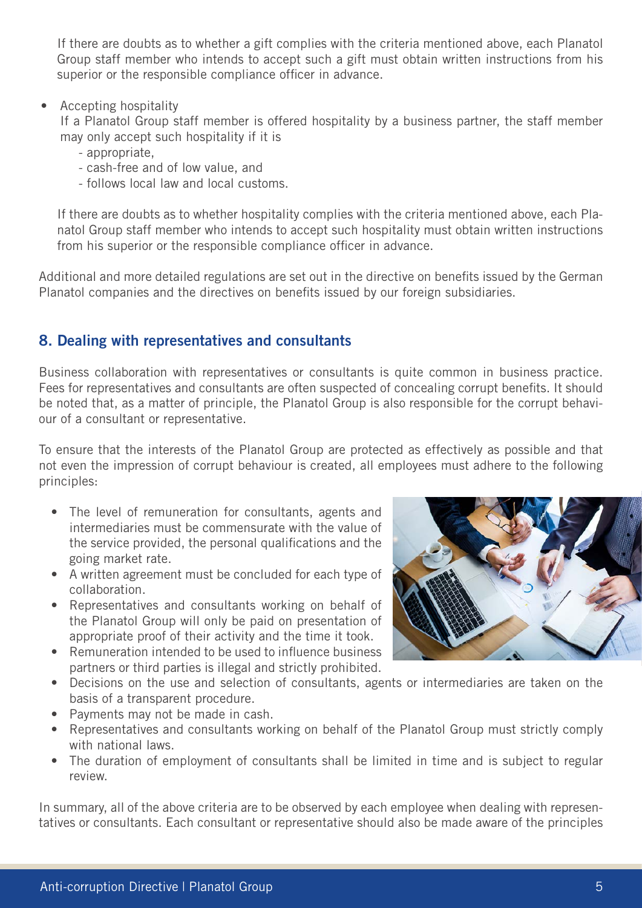If there are doubts as to whether a gift complies with the criteria mentioned above, each Planatol Group staff member who intends to accept such a gift must obtain written instructions from his superior or the responsible compliance officer in advance.

- Accepting hospitality
  If a Planatol Group staff member is offered hospitality by a business partner, the staff member may only accept such hospitality if it is
  - appropriate,
  - cash-free and of low value, and
  - follows local law and local customs.

  If there are doubts as to whether hospitality complies with the criteria mentioned above, each Planatol Group staff member who intends to accept such hospitality must obtain written instructions from his superior or the responsible compliance officer in advance.

Additional and more detailed regulations are set out in the directive on benefits issued by the German Planatol companies and the directives on benefits issued by our foreign subsidiaries.

## 8. Dealing with representatives and consultants

Business collaboration with representatives or consultants is quite common in business practice. Fees for representatives and consultants are often suspected of concealing corrupt benefits. It should be noted that, as a matter of principle, the Planatol Group is also responsible for the corrupt behaviour of a consultant or representative.

To ensure that the interests of the Planatol Group are protected as effectively as possible and that not even the impression of corrupt behaviour is created, all employees must adhere to the following principles:

- The level of remuneration for consultants, agents and intermediaries must be commensurate with the value of the service provided, the personal qualifications and the going market rate.
- A written agreement must be concluded for each type of collaboration.
- Representatives and consultants working on behalf of the Planatol Group will only be paid on presentation of appropriate proof of their activity and the time it took.
- Remuneration intended to be used to influence business partners or third parties is illegal and strictly prohibited.
- Decisions on the use and selection of consultants, agents or intermediaries are taken on the basis of a transparent procedure.
- Payments may not be made in cash.
- Representatives and consultants working on behalf of the Planatol Group must strictly comply with national laws.
- The duration of employment of consultants shall be limited in time and is subject to regular review.

In summary, all of the above criteria are to be observed by each employee when dealing with representatives or consultants. Each consultant or representative should also be made aware of the principles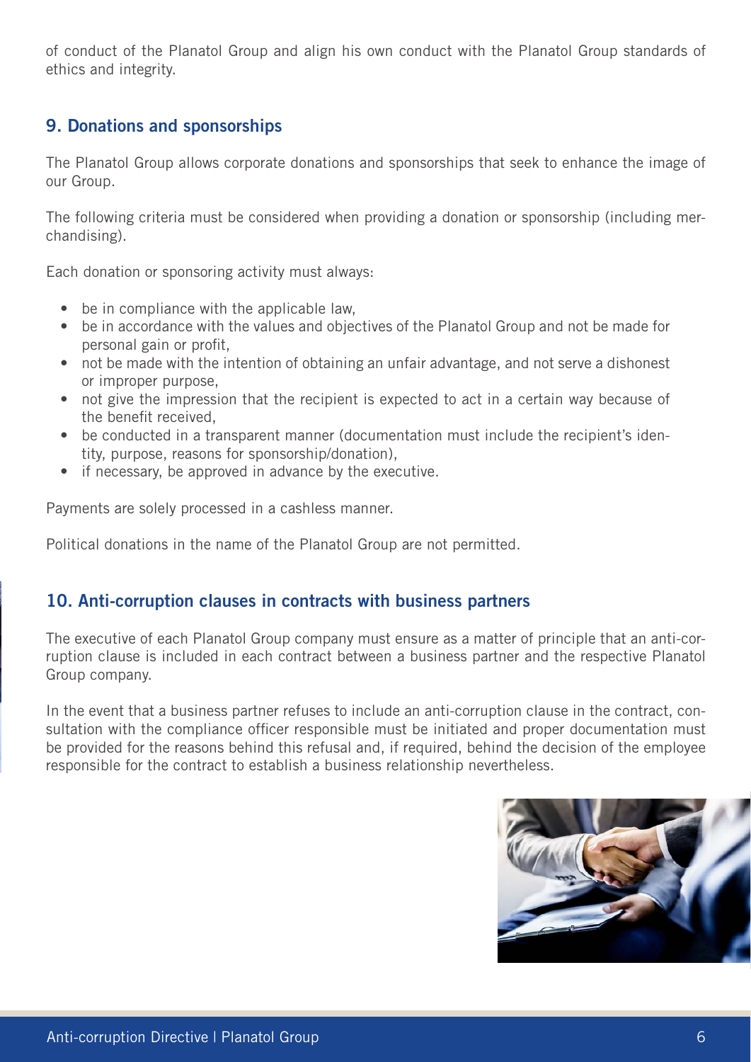of conduct of the Planatol Group and align his own conduct with the Planatol Group standards of ethics and integrity.

## 9. Donations and sponsorships

The Planatol Group allows corporate donations and sponsorships that seek to enhance the image of our Group.

The following criteria must be considered when providing a donation or sponsorship (including merchandising).

Each donation or sponsoring activity must always:

- be in compliance with the applicable law,
- be in accordance with the values and objectives of the Planatol Group and not be made for personal gain or profit,
- not be made with the intention of obtaining an unfair advantage, and not serve a dishonest or improper purpose,
- not give the impression that the recipient is expected to act in a certain way because of the benefit received,
- be conducted in a transparent manner (documentation must include the recipient's identity, purpose, reasons for sponsorship/donation),
- if necessary, be approved in advance by the executive.

Payments are solely processed in a cashless manner.

Political donations in the name of the Planatol Group are not permitted.

## 10. Anti-corruption clauses in contracts with business partners

The executive of each Planatol Group company must ensure as a matter of principle that an anti-corruption clause is included in each contract between a business partner and the respective Planatol Group company.

In the event that a business partner refuses to include an anti-corruption clause in the contract, consultation with the compliance officer responsible must be initiated and proper documentation must be provided for the reasons behind this refusal and, if required, behind the decision of the employee responsible for the contract to establish a business relationship nevertheless.